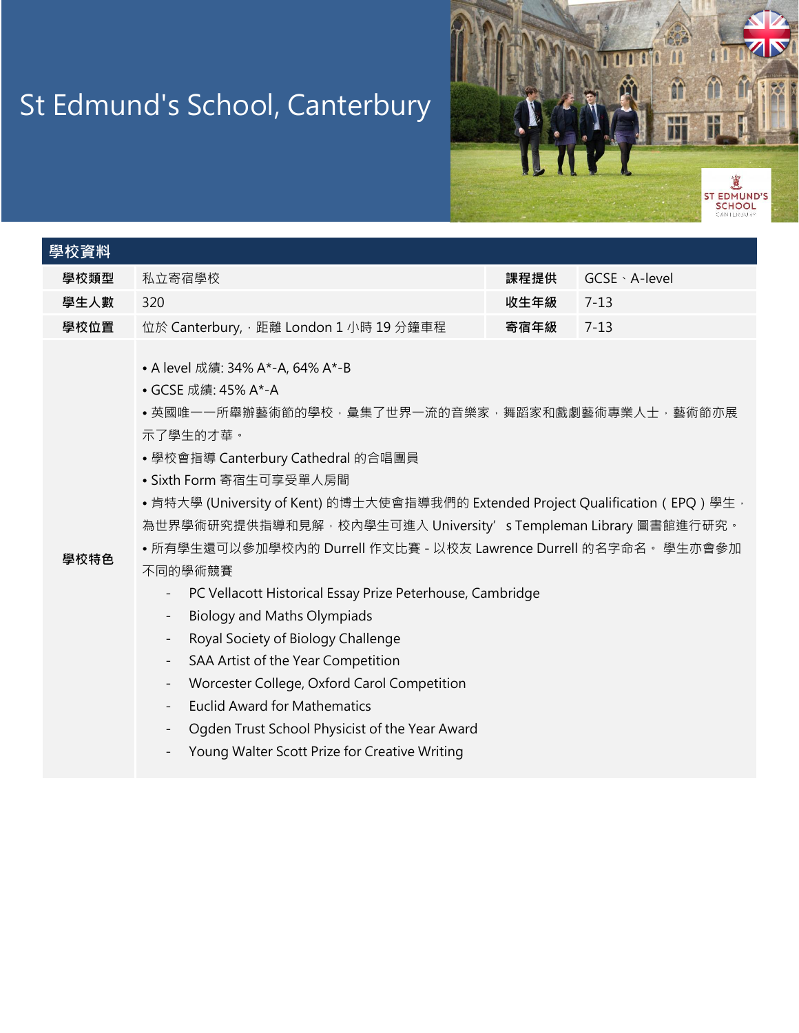# St Edmund's School, Canterbury

## 學校資料

| 學校類型 | 私立寄宿學校 | 課程提供 | GCSE、A-level |
|---|---|---|---|
| 學生人數 | 320 | 收生年級 | 7-13 |
| 學校位置 | 位於 Canterbury,，距離 London 1 小時 19 分鐘車程 | 寄宿年級 | 7-13 |

**學校特色**

- A level 成績: 34% A*-A, 64% A*-B
- GCSE 成績: 45% A*-A
- 英國唯一一所舉辦藝術節的學校，彙集了世界一流的音樂家，舞蹈家和戲劇藝術專業人士，藝術節亦展示了學生的才華。
- 學校會指導 Canterbury Cathedral 的合唱團員
- Sixth Form 寄宿生可享受單人房間
- 肯特大學 (University of Kent) 的博士大使會指導我們的 Extended Project Qualification（EPQ）學生，為世界學術研究提供指導和見解，校內學生可進入 University' s Templeman Library 圖書館進行研究。
- 所有學生還可以參加學校內的 Durrell 作文比賽 - 以校友 Lawrence Durrell 的名字命名。 學生亦會參加不同的學術競賽
  - PC Vellacott Historical Essay Prize Peterhouse, Cambridge
  - Biology and Maths Olympiads
  - Royal Society of Biology Challenge
  - SAA Artist of the Year Competition
  - Worcester College, Oxford Carol Competition
  - Euclid Award for Mathematics
  - Ogden Trust School Physicist of the Year Award
  - Young Walter Scott Prize for Creative Writing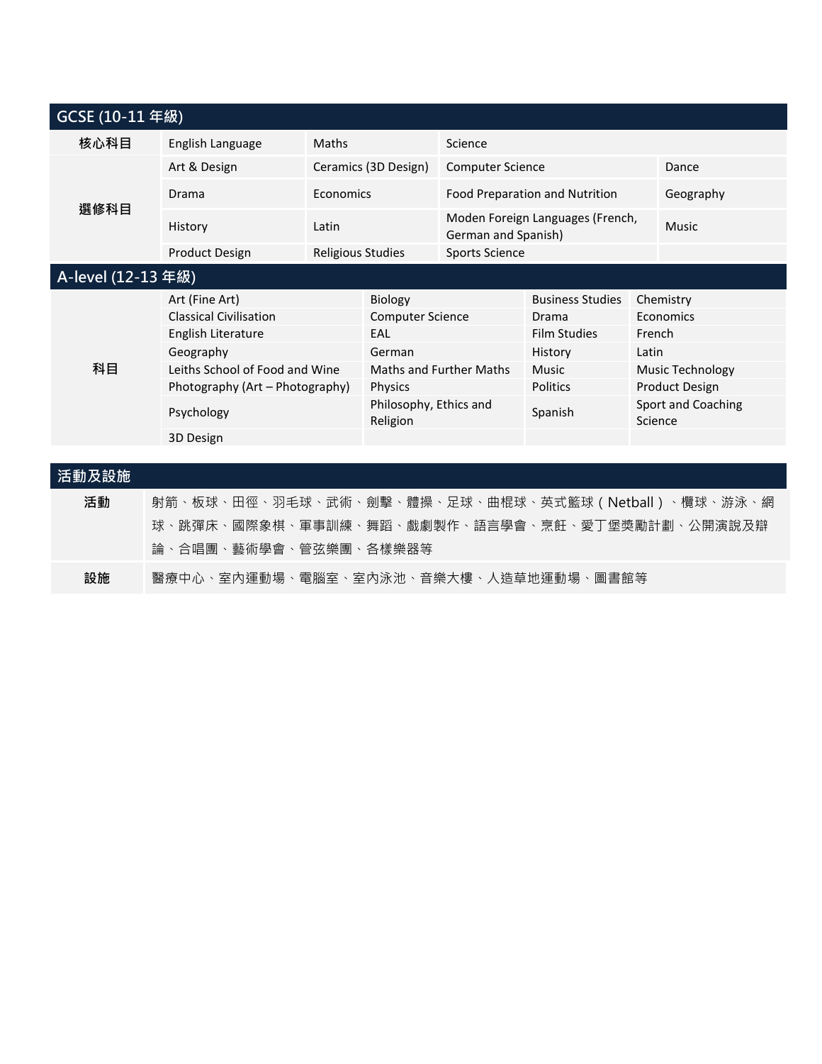## GCSE (10-11 年級)

| | | | | |
|---|---|---|---|---|
| **核心科目** | English Language | Maths | Science | |
| **選修科目** | Art & Design | Ceramics (3D Design) | Computer Science | Dance |
| | Drama | Economics | Food Preparation and Nutrition | Geography |
| | History | Latin | Moden Foreign Languages (French, German and Spanish) | Music |
| | Product Design | Religious Studies | Sports Science | |

## A-level (12-13 年級)

| | | | | |
|---|---|---|---|---|
| **科目** | Art (Fine Art) | Biology | Business Studies | Chemistry |
| | Classical Civilisation | Computer Science | Drama | Economics |
| | English Literature | EAL | Film Studies | French |
| | Geography | German | History | Latin |
| | Leiths School of Food and Wine | Maths and Further Maths | Music | Music Technology |
| | Photography (Art – Photography) | Physics | Politics | Product Design |
| | Psychology | Philosophy, Ethics and Religion | Spanish | Sport and Coaching Science |
| | 3D Design | | | |

## 活動及設施

| | |
|---|---|
| **活動** | 射箭、板球、田徑、羽毛球、武術、劍擊、體操、足球、曲棍球、英式籃球（Netball）、欖球、游泳、網球、跳彈床、國際象棋、軍事訓練、舞蹈、戲劇製作、語言學會、烹飪、愛丁堡獎勵計劃、公開演說及辯論、合唱團、藝術學會、管弦樂團、各樣樂器等 |
| **設施** | 醫療中心、室內運動場、電腦室、室內泳池、音樂大樓、人造草地運動場、圖書館等 |